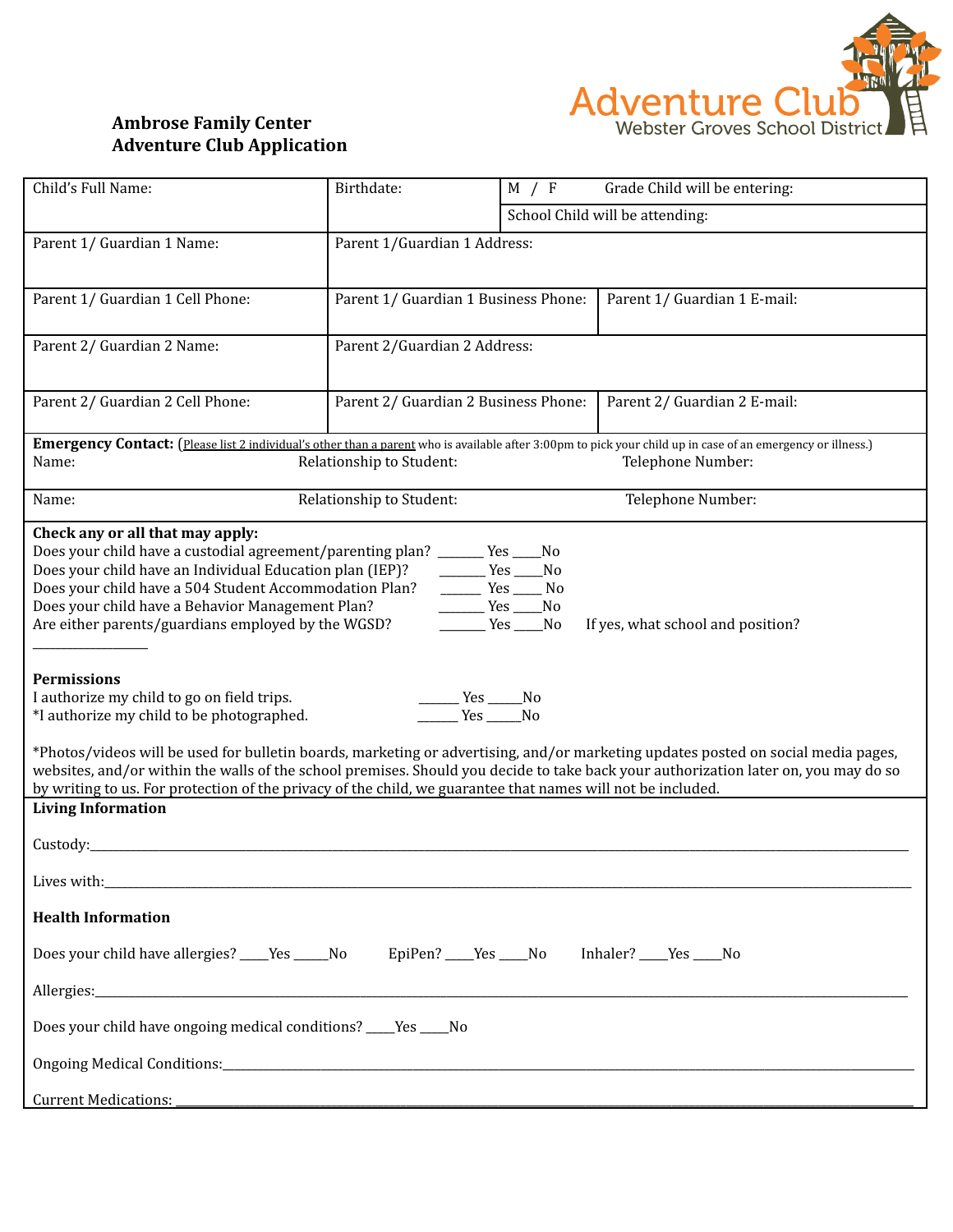**Ambrose Family Center**
**Adventure Club Application**

Adventure Club
Webster Groves School District

| Child's Full Name: | Birthdate: | M / F Grade Child will be entering: |
|---|---|---|
| | | School Child will be attending: |
| Parent 1/ Guardian 1 Name: | Parent 1/Guardian 1 Address: | |
| Parent 1/ Guardian 1 Cell Phone: | Parent 1/ Guardian 1 Business Phone: | Parent 1/ Guardian 1 E-mail: |
| Parent 2/ Guardian 2 Name: | Parent 2/Guardian 2 Address: | |
| Parent 2/ Guardian 2 Cell Phone: | Parent 2/ Guardian 2 Business Phone: | Parent 2/ Guardian 2 E-mail: |

**Emergency Contact:** (Please list 2 individual's other than a parent who is available after 3:00pm to pick your child up in case of an emergency or illness.)

| Name: | Relationship to Student: | Telephone Number: |
|---|---|---|
| Name: | Relationship to Student: | Telephone Number: |

**Check any or all that may apply:**

Does your child have a custodial agreement/parenting plan? _______ Yes ____No
Does your child have an Individual Education plan (IEP)? _______ Yes ____No
Does your child have a 504 Student Accommodation Plan? ______ Yes ____ No
Does your child have a Behavior Management Plan? _______ Yes ____No
Are either parents/guardians employed by the WGSD? _______ Yes ____No If yes, what school and position?
_________________

**Permissions**

I authorize my child to go on field trips. ______ Yes _____No
*I authorize my child to be photographed. ______ Yes _____No

*Photos/videos will be used for bulletin boards, marketing or advertising, and/or marketing updates posted on social media pages, websites, and/or within the walls of the school premises. Should you decide to take back your authorization later on, you may do so by writing to us. For protection of the privacy of the child, we guarantee that names will not be included.

**Living Information**

Custody:_______________________________________________________________________________

Lives with:_____________________________________________________________________________

**Health Information**

Does your child have allergies? ____Yes _____No EpiPen? ____Yes ____No Inhaler? ____Yes ____No

Allergies:_______________________________________________________________________________

Does your child have ongoing medical conditions? ____Yes ____No

Ongoing Medical Conditions:_________________________________________________________________

Current Medications: ______________________________________________________________________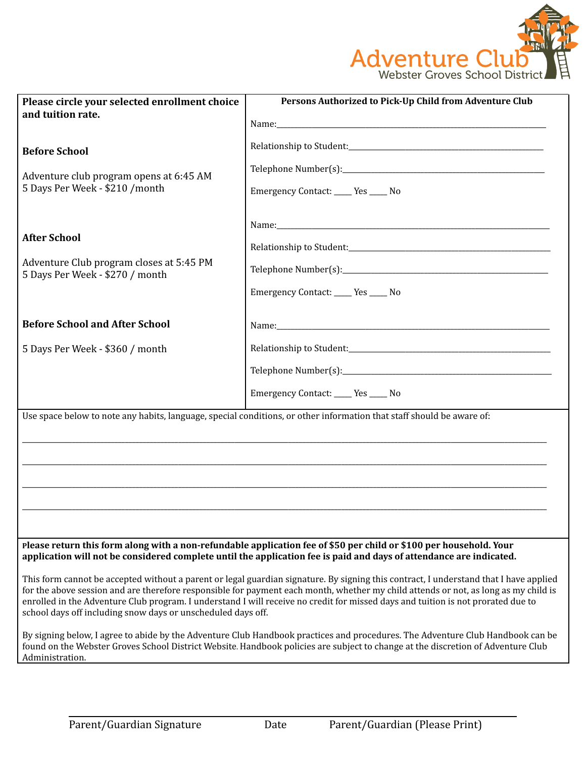Adventure Club
Webster Groves School District

| **Please circle your selected enrollment choice and tuition rate.** | **Persons Authorized to Pick-Up Child from Adventure Club** |
|---|---|
| **Before School**<br><br>Adventure club program opens at 6:45 AM<br>5 Days Per Week - $210 /month | Name:\_\_\_\_\_\_\_\_\_\_\_\_\_\_\_\_\_\_\_\_<br>Relationship to Student:\_\_\_\_\_\_\_\_\_\_\_\_\_\_\_\_\_\_\_\_<br>Telephone Number(s):\_\_\_\_\_\_\_\_\_\_\_\_\_\_\_\_\_\_\_\_<br>Emergency Contact: \_\_\_\_ Yes \_\_\_\_ No |
| **After School**<br><br>Adventure Club program closes at 5:45 PM<br>5 Days Per Week - $270 / month | Name:\_\_\_\_\_\_\_\_\_\_\_\_\_\_\_\_\_\_\_\_<br>Relationship to Student:\_\_\_\_\_\_\_\_\_\_\_\_\_\_\_\_\_\_\_\_<br>Telephone Number(s):\_\_\_\_\_\_\_\_\_\_\_\_\_\_\_\_\_\_\_\_<br>Emergency Contact: \_\_\_\_ Yes \_\_\_\_ No |
| **Before School and After School**<br><br>5 Days Per Week - $360 / month | Name:\_\_\_\_\_\_\_\_\_\_\_\_\_\_\_\_\_\_\_\_<br>Relationship to Student:\_\_\_\_\_\_\_\_\_\_\_\_\_\_\_\_\_\_\_\_<br>Telephone Number(s):\_\_\_\_\_\_\_\_\_\_\_\_\_\_\_\_\_\_\_\_<br>Emergency Contact: \_\_\_\_ Yes \_\_\_\_ No |

Use space below to note any habits, language, special conditions, or other information that staff should be aware of:

\_\_\_\_\_\_\_\_\_\_\_\_\_\_\_\_\_\_\_\_\_\_\_\_\_\_\_\_\_\_\_\_\_\_\_\_\_\_\_\_\_\_\_\_\_\_\_\_\_\_\_\_\_\_\_\_

\_\_\_\_\_\_\_\_\_\_\_\_\_\_\_\_\_\_\_\_\_\_\_\_\_\_\_\_\_\_\_\_\_\_\_\_\_\_\_\_\_\_\_\_\_\_\_\_\_\_\_\_\_\_\_\_

\_\_\_\_\_\_\_\_\_\_\_\_\_\_\_\_\_\_\_\_\_\_\_\_\_\_\_\_\_\_\_\_\_\_\_\_\_\_\_\_\_\_\_\_\_\_\_\_\_\_\_\_\_\_\_\_

\_\_\_\_\_\_\_\_\_\_\_\_\_\_\_\_\_\_\_\_\_\_\_\_\_\_\_\_\_\_\_\_\_\_\_\_\_\_\_\_\_\_\_\_\_\_\_\_\_\_\_\_\_\_\_\_

**Please return this form along with a non-refundable application fee of $50 per child or $100 per household. Your application will not be considered complete until the application fee is paid and days of attendance are indicated.**

This form cannot be accepted without a parent or legal guardian signature. By signing this contract, I understand that I have applied for the above session and are therefore responsible for payment each month, whether my child attends or not, as long as my child is enrolled in the Adventure Club program. I understand I will receive no credit for missed days and tuition is not prorated due to school days off including snow days or unscheduled days off.

By signing below, I agree to abide by the Adventure Club Handbook practices and procedures. The Adventure Club Handbook can be found on the Webster Groves School District Website. Handbook policies are subject to change at the discretion of Adventure Club Administration.

\_\_\_\_\_\_\_\_\_\_\_\_\_\_\_\_\_\_\_\_\_\_\_\_\_\_\_\_\_\_\_\_\_\_\_\_\_\_\_\_\_\_\_\_\_\_\_\_\_\_\_\_\_\_\_\_

Parent/Guardian Signature Date Parent/Guardian (Please Print)